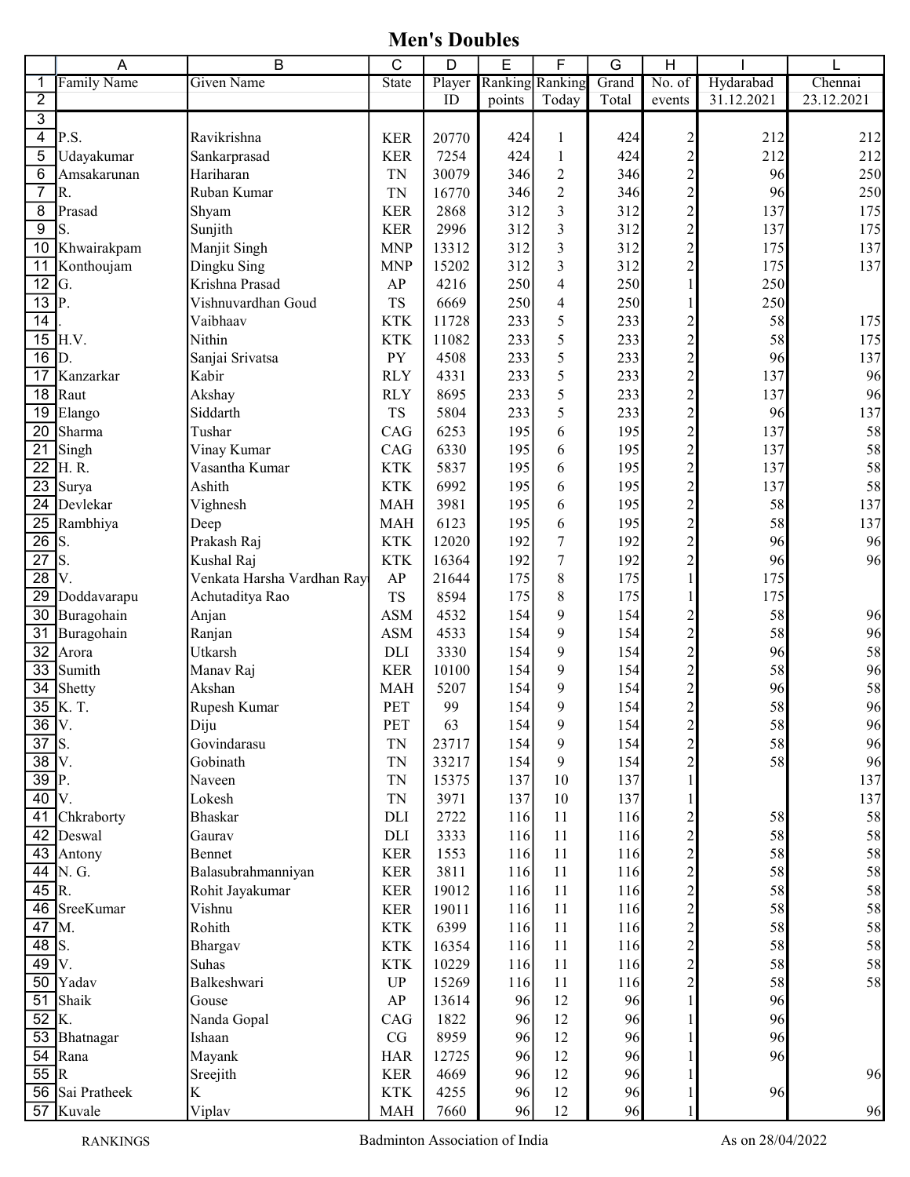# Men's Doubles

| Family Name | Given Name | State | Player ID | Ranking points | Ranking Today | Grand Total | No. of events | Hydarabad 31.12.2021 | Chennai 23.12.2021 |
|---|---|---|---|---|---|---|---|---|---|
| P.S. | Ravikrishna | KER | 20770 | 424 | 1 | 424 | 2 | 212 | 212 |
| Udayakumar | Sankarprasad | KER | 7254 | 424 | 1 | 424 | 2 | 212 | 212 |
| Amsakarunan | Hariharan | TN | 30079 | 346 | 2 | 346 | 2 | 96 | 250 |
| R. | Ruban Kumar | TN | 16770 | 346 | 2 | 346 | 2 | 96 | 250 |
| Prasad | Shyam | KER | 2868 | 312 | 3 | 312 | 2 | 137 | 175 |
| S. | Sunjith | KER | 2996 | 312 | 3 | 312 | 2 | 137 | 175 |
| Khwairakpam | Manjit Singh | MNP | 13312 | 312 | 3 | 312 | 2 | 175 | 137 |
| Konthoujam | Dingku Sing | MNP | 15202 | 312 | 3 | 312 | 2 | 175 | 137 |
| G. | Krishna Prasad | AP | 4216 | 250 | 4 | 250 | 1 | 250 | |
| P. | Vishnuvardhan Goud | TS | 6669 | 250 | 4 | 250 | 1 | 250 | |
| . | Vaibhaav | KTK | 11728 | 233 | 5 | 233 | 2 | 58 | 175 |
| H.V. | Nithin | KTK | 11082 | 233 | 5 | 233 | 2 | 58 | 175 |
| D. | Sanjai Srivatsa | PY | 4508 | 233 | 5 | 233 | 2 | 96 | 137 |
| Kanzarkar | Kabir | RLY | 4331 | 233 | 5 | 233 | 2 | 137 | 96 |
| Raut | Akshay | RLY | 8695 | 233 | 5 | 233 | 2 | 137 | 96 |
| Elango | Siddarth | TS | 5804 | 233 | 5 | 233 | 2 | 96 | 137 |
| Sharma | Tushar | CAG | 6253 | 195 | 6 | 195 | 2 | 137 | 58 |
| Singh | Vinay Kumar | CAG | 6330 | 195 | 6 | 195 | 2 | 137 | 58 |
| H. R. | Vasantha Kumar | KTK | 5837 | 195 | 6 | 195 | 2 | 137 | 58 |
| Surya | Ashith | KTK | 6992 | 195 | 6 | 195 | 2 | 137 | 58 |
| Devlekar | Vighnesh | MAH | 3981 | 195 | 6 | 195 | 2 | 58 | 137 |
| Rambhiya | Deep | MAH | 6123 | 195 | 6 | 195 | 2 | 58 | 137 |
| S. | Prakash Raj | KTK | 12020 | 192 | 7 | 192 | 2 | 96 | 96 |
| S. | Kushal Raj | KTK | 16364 | 192 | 7 | 192 | 2 | 96 | 96 |
| V. | Venkata Harsha Vardhan Ray | AP | 21644 | 175 | 8 | 175 | 1 | 175 | |
| Doddavarapu | Achutaditya Rao | TS | 8594 | 175 | 8 | 175 | 1 | 175 | |
| Buragohain | Anjan | ASM | 4532 | 154 | 9 | 154 | 2 | 58 | 96 |
| Buragohain | Ranjan | ASM | 4533 | 154 | 9 | 154 | 2 | 58 | 96 |
| Arora | Utkarsh | DLI | 3330 | 154 | 9 | 154 | 2 | 96 | 58 |
| Sumith | Manav Raj | KER | 10100 | 154 | 9 | 154 | 2 | 58 | 96 |
| Shetty | Akshan | MAH | 5207 | 154 | 9 | 154 | 2 | 96 | 58 |
| K. T. | Rupesh Kumar | PET | 99 | 154 | 9 | 154 | 2 | 58 | 96 |
| V. | Diju | PET | 63 | 154 | 9 | 154 | 2 | 58 | 96 |
| S. | Govindarasu | TN | 23717 | 154 | 9 | 154 | 2 | 58 | 96 |
| V. | Gobinath | TN | 33217 | 154 | 9 | 154 | 2 | 58 | 96 |
| P. | Naveen | TN | 15375 | 137 | 10 | 137 | 1 | | 137 |
| V. | Lokesh | TN | 3971 | 137 | 10 | 137 | 1 | | 137 |
| Chkraborty | Bhaskar | DLI | 2722 | 116 | 11 | 116 | 2 | 58 | 58 |
| Deswal | Gaurav | DLI | 3333 | 116 | 11 | 116 | 2 | 58 | 58 |
| Antony | Bennet | KER | 1553 | 116 | 11 | 116 | 2 | 58 | 58 |
| N. G. | Balasubrahmanniyan | KER | 3811 | 116 | 11 | 116 | 2 | 58 | 58 |
| R. | Rohit Jayakumar | KER | 19012 | 116 | 11 | 116 | 2 | 58 | 58 |
| SreeKumar | Vishnu | KER | 19011 | 116 | 11 | 116 | 2 | 58 | 58 |
| M. | Rohith | KTK | 6399 | 116 | 11 | 116 | 2 | 58 | 58 |
| S. | Bhargav | KTK | 16354 | 116 | 11 | 116 | 2 | 58 | 58 |
| V. | Suhas | KTK | 10229 | 116 | 11 | 116 | 2 | 58 | 58 |
| Yadav | Balkeshwari | UP | 15269 | 116 | 11 | 116 | 2 | 58 | 58 |
| Shaik | Gouse | AP | 13614 | 96 | 12 | 96 | 1 | 96 | |
| K. | Nanda Gopal | CAG | 1822 | 96 | 12 | 96 | 1 | 96 | |
| Bhatnagar | Ishaan | CG | 8959 | 96 | 12 | 96 | 1 | 96 | |
| Rana | Mayank | HAR | 12725 | 96 | 12 | 96 | 1 | 96 | |
| R | Sreejith | KER | 4669 | 96 | 12 | 96 | 1 | | 96 |
| Sai Pratheek | K | KTK | 4255 | 96 | 12 | 96 | 1 | 96 | |
| Kuvale | Viplav | MAH | 7660 | 96 | 12 | 96 | 1 | | 96 |

RANKINGS Badminton Association of India As on 28/04/2022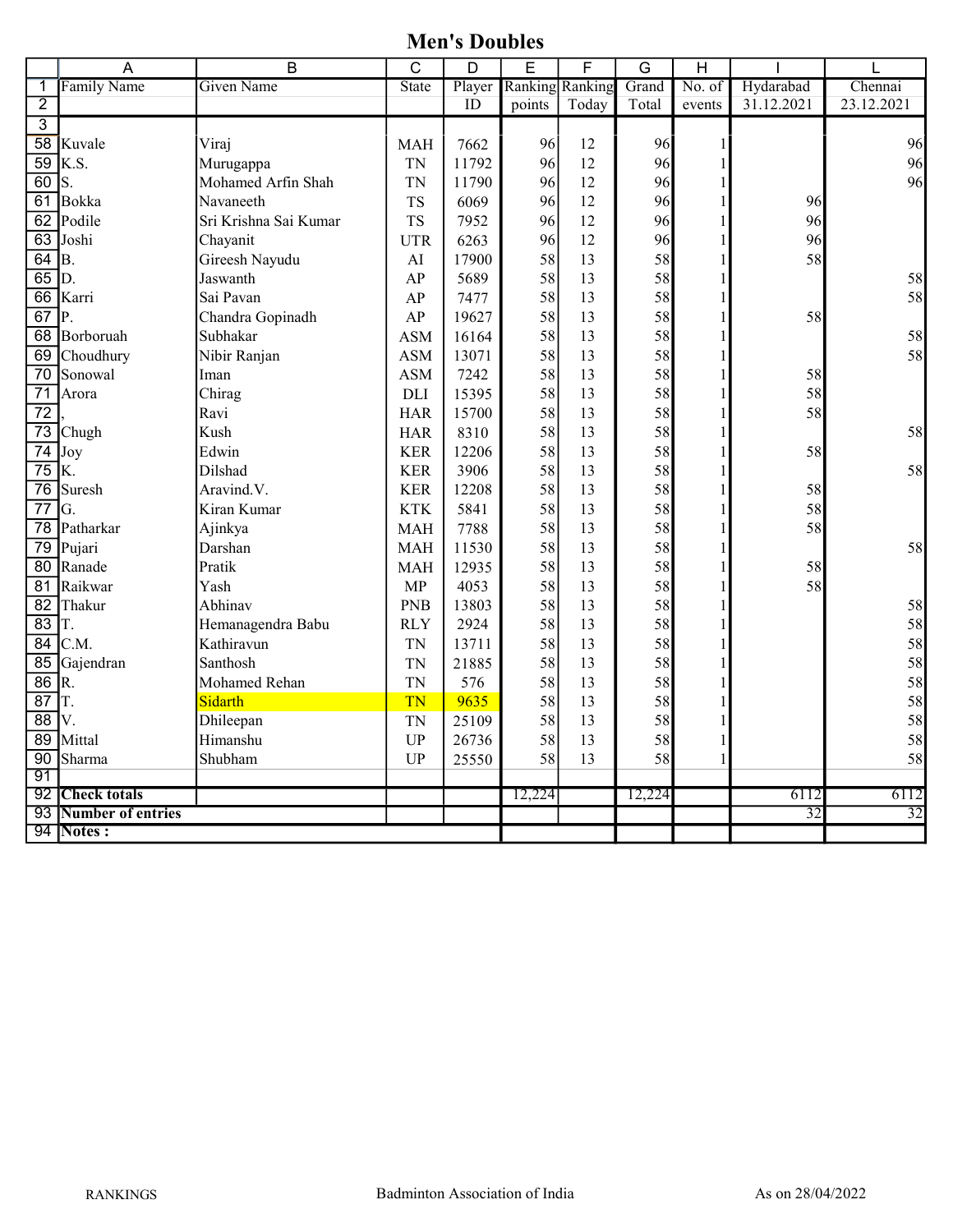# Men's Doubles

| | A | B | C | D | E | F | G | H | I | L |
|---|---|---|---|---|---|---|---|---|---|---|
| 1 | Family Name | Given Name | State | Player | Ranking | Ranking | Grand | No. of | Hydarabad | Chennai |
| 2 | | | | ID | points | Today | Total | events | 31.12.2021 | 23.12.2021 |
| 3 | | | | | | | | | | |
| 58 | Kuvale | Viraj | MAH | 7662 | 96 | 12 | 96 | 1 | | 96 |
| 59 | K.S. | Murugappa | TN | 11792 | 96 | 12 | 96 | 1 | | 96 |
| 60 | S. | Mohamed Arfin Shah | TN | 11790 | 96 | 12 | 96 | 1 | | 96 |
| 61 | Bokka | Navaneeth | TS | 6069 | 96 | 12 | 96 | 1 | 96 | |
| 62 | Podile | Sri Krishna Sai Kumar | TS | 7952 | 96 | 12 | 96 | 1 | 96 | |
| 63 | Joshi | Chayanit | UTR | 6263 | 96 | 12 | 96 | 1 | 96 | |
| 64 | B. | Gireesh Nayudu | AI | 17900 | 58 | 13 | 58 | 1 | 58 | |
| 65 | D. | Jaswanth | AP | 5689 | 58 | 13 | 58 | 1 | | 58 |
| 66 | Karri | Sai Pavan | AP | 7477 | 58 | 13 | 58 | 1 | | 58 |
| 67 | P. | Chandra Gopinadh | AP | 19627 | 58 | 13 | 58 | 1 | 58 | |
| 68 | Borboruah | Subhakar | ASM | 16164 | 58 | 13 | 58 | 1 | | 58 |
| 69 | Choudhury | Nibir Ranjan | ASM | 13071 | 58 | 13 | 58 | 1 | | 58 |
| 70 | Sonowal | Iman | ASM | 7242 | 58 | 13 | 58 | 1 | 58 | |
| 71 | Arora | Chirag | DLI | 15395 | 58 | 13 | 58 | 1 | 58 | |
| 72 | , | Ravi | HAR | 15700 | 58 | 13 | 58 | 1 | 58 | |
| 73 | Chugh | Kush | HAR | 8310 | 58 | 13 | 58 | 1 | | 58 |
| 74 | Joy | Edwin | KER | 12206 | 58 | 13 | 58 | 1 | 58 | |
| 75 | K. | Dilshad | KER | 3906 | 58 | 13 | 58 | 1 | | 58 |
| 76 | Suresh | Aravind.V. | KER | 12208 | 58 | 13 | 58 | 1 | 58 | |
| 77 | G. | Kiran Kumar | KTK | 5841 | 58 | 13 | 58 | 1 | 58 | |
| 78 | Patharkar | Ajinkya | MAH | 7788 | 58 | 13 | 58 | 1 | 58 | |
| 79 | Pujari | Darshan | MAH | 11530 | 58 | 13 | 58 | 1 | | 58 |
| 80 | Ranade | Pratik | MAH | 12935 | 58 | 13 | 58 | 1 | 58 | |
| 81 | Raikwar | Yash | MP | 4053 | 58 | 13 | 58 | 1 | 58 | |
| 82 | Thakur | Abhinav | PNB | 13803 | 58 | 13 | 58 | 1 | | 58 |
| 83 | T. | Hemanagendra Babu | RLY | 2924 | 58 | 13 | 58 | 1 | | 58 |
| 84 | C.M. | Kathiravun | TN | 13711 | 58 | 13 | 58 | 1 | | 58 |
| 85 | Gajendran | Santhosh | TN | 21885 | 58 | 13 | 58 | 1 | | 58 |
| 86 | R. | Mohamed Rehan | TN | 576 | 58 | 13 | 58 | 1 | | 58 |
| 87 | T. | Sidarth | TN | 9635 | 58 | 13 | 58 | 1 | | 58 |
| 88 | V. | Dhileepan | TN | 25109 | 58 | 13 | 58 | 1 | | 58 |
| 89 | Mittal | Himanshu | UP | 26736 | 58 | 13 | 58 | 1 | | 58 |
| 90 | Sharma | Shubham | UP | 25550 | 58 | 13 | 58 | 1 | | 58 |
| 91 | | | | | | | | | | |
| 92 | **Check totals** | | | | 12,224 | | 12,224 | | 6112 | 6112 |
| 93 | **Number of entries** | | | | | | | | 32 | 32 |
| 94 | **Notes :** | | | | | | | | | |

RANKINGS | Badminton Association of India | As on 28/04/2022